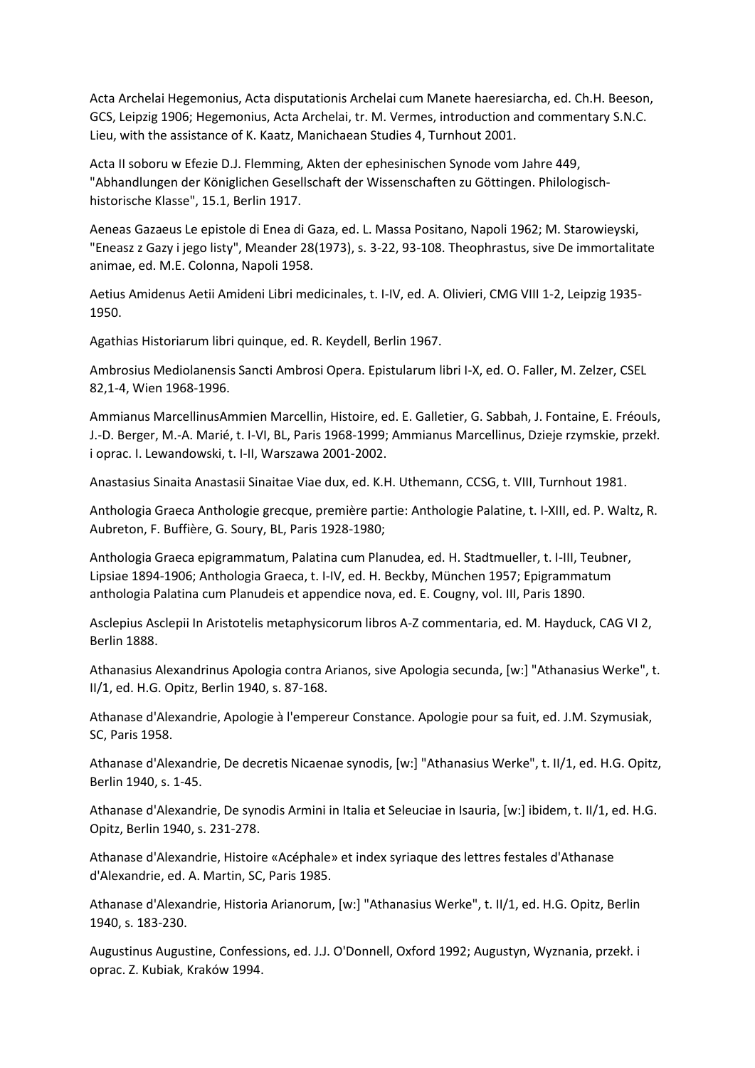Acta Archelai Hegemonius, Acta disputationis Archelai cum Manete haeresiarcha, ed. Ch.H. Beeson, GCS, Leipzig 1906; Hegemonius, Acta Archelai, tr. M. Vermes, introduction and commentary S.N.C. Lieu, with the assistance of K. Kaatz, Manichaean Studies 4, Turnhout 2001.

Acta II soboru w Efezie D.J. Flemming, Akten der ephesinischen Synode vom Jahre 449, "Abhandlungen der Königlichen Gesellschaft der Wissenschaften zu Göttingen. Philologisch-historische Klasse", 15.1, Berlin 1917.

Aeneas Gazaeus Le epistole di Enea di Gaza, ed. L. Massa Positano, Napoli 1962; M. Starowieyski, "Eneasz z Gazy i jego listy", Meander 28(1973), s. 3-22, 93-108. Theophrastus, sive De immortalitate animae, ed. M.E. Colonna, Napoli 1958.

Aetius Amidenus Aetii Amideni Libri medicinales, t. I-IV, ed. A. Olivieri, CMG VIII 1-2, Leipzig 1935-1950.

Agathias Historiarum libri quinque, ed. R. Keydell, Berlin 1967.

Ambrosius Mediolanensis Sancti Ambrosi Opera. Epistularum libri I-X, ed. O. Faller, M. Zelzer, CSEL 82,1-4, Wien 1968-1996.

Ammianus MarcellinusAmmien Marcellin, Histoire, ed. E. Galletier, G. Sabbah, J. Fontaine, E. Fréouls, J.-D. Berger, M.-A. Marié, t. I-VI, BL, Paris 1968-1999; Ammianus Marcellinus, Dzieje rzymskie, przekł. i oprac. I. Lewandowski, t. I-II, Warszawa 2001-2002.

Anastasius Sinaita Anastasii Sinaitae Viae dux, ed. K.H. Uthemann, CCSG, t. VIII, Turnhout 1981.

Anthologia Graeca Anthologie grecque, première partie: Anthologie Palatine, t. I-XIII, ed. P. Waltz, R. Aubreton, F. Buffière, G. Soury, BL, Paris 1928-1980;

Anthologia Graeca epigrammatum, Palatina cum Planudea, ed. H. Stadtmueller, t. I-III, Teubner, Lipsiae 1894-1906; Anthologia Graeca, t. I-IV, ed. H. Beckby, München 1957; Epigrammatum anthologia Palatina cum Planudeis et appendice nova, ed. E. Cougny, vol. III, Paris 1890.

Asclepius Asclepii In Aristotelis metaphysicorum libros A-Z commentaria, ed. M. Hayduck, CAG VI 2, Berlin 1888.

Athanasius Alexandrinus Apologia contra Arianos, sive Apologia secunda, [w:] "Athanasius Werke", t. II/1, ed. H.G. Opitz, Berlin 1940, s. 87-168.

Athanase d'Alexandrie, Apologie à l'empereur Constance. Apologie pour sa fuit, ed. J.M. Szymusiak, SC, Paris 1958.

Athanase d'Alexandrie, De decretis Nicaenae synodis, [w:] "Athanasius Werke", t. II/1, ed. H.G. Opitz, Berlin 1940, s. 1-45.

Athanase d'Alexandrie, De synodis Armini in Italia et Seleuciae in Isauria, [w:] ibidem, t. II/1, ed. H.G. Opitz, Berlin 1940, s. 231-278.

Athanase d'Alexandrie, Histoire «Acéphale» et index syriaque des lettres festales d'Athanase d'Alexandrie, ed. A. Martin, SC, Paris 1985.

Athanase d'Alexandrie, Historia Arianorum, [w:] "Athanasius Werke", t. II/1, ed. H.G. Opitz, Berlin 1940, s. 183-230.

Augustinus Augustine, Confessions, ed. J.J. O'Donnell, Oxford 1992; Augustyn, Wyznania, przekł. i oprac. Z. Kubiak, Kraków 1994.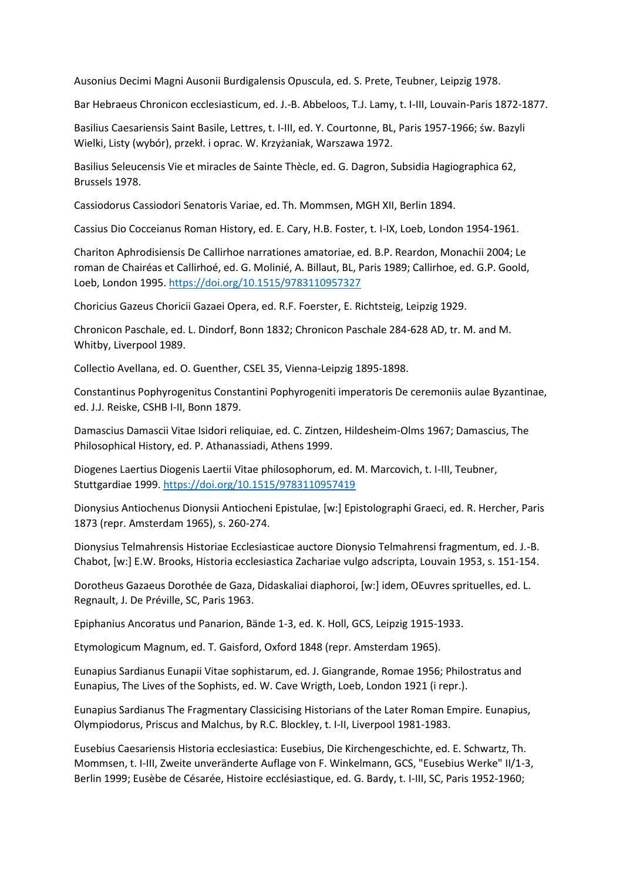Ausonius Decimi Magni Ausonii Burdigalensis Opuscula, ed. S. Prete, Teubner, Leipzig 1978.

Bar Hebraeus Chronicon ecclesiasticum, ed. J.-B. Abbeloos, T.J. Lamy, t. I-III, Louvain-Paris 1872-1877.

Basilius Caesariensis Saint Basile, Lettres, t. I-III, ed. Y. Courtonne, BL, Paris 1957-1966; św. Bazyli Wielki, Listy (wybór), przekł. i oprac. W. Krzyżaniak, Warszawa 1972.

Basilius Seleucensis Vie et miracles de Sainte Thècle, ed. G. Dagron, Subsidia Hagiographica 62, Brussels 1978.

Cassiodorus Cassiodori Senatoris Variae, ed. Th. Mommsen, MGH XII, Berlin 1894.

Cassius Dio Cocceianus Roman History, ed. E. Cary, H.B. Foster, t. I-IX, Loeb, London 1954-1961.

Chariton Aphrodisiensis De Callirhoe narrationes amatoriae, ed. B.P. Reardon, Monachii 2004; Le roman de Chairéas et Callirhoé, ed. G. Molinié, A. Billaut, BL, Paris 1989; Callirhoe, ed. G.P. Goold, Loeb, London 1995. https://doi.org/10.1515/9783110957327

Choricius Gazeus Choricii Gazaei Opera, ed. R.F. Foerster, E. Richtsteig, Leipzig 1929.

Chronicon Paschale, ed. L. Dindorf, Bonn 1832; Chronicon Paschale 284-628 AD, tr. M. and M. Whitby, Liverpool 1989.

Collectio Avellana, ed. O. Guenther, CSEL 35, Vienna-Leipzig 1895-1898.

Constantinus Pophyrogenitus Constantini Pophyrogeniti imperatoris De ceremoniis aulae Byzantinae, ed. J.J. Reiske, CSHB I-II, Bonn 1879.

Damascius Damascii Vitae Isidori reliquiae, ed. C. Zintzen, Hildesheim-Olms 1967; Damascius, The Philosophical History, ed. P. Athanassiadi, Athens 1999.

Diogenes Laertius Diogenis Laertii Vitae philosophorum, ed. M. Marcovich, t. I-III, Teubner, Stuttgardiae 1999. https://doi.org/10.1515/9783110957419

Dionysius Antiochenus Dionysii Antiocheni Epistulae, [w:] Epistolographi Graeci, ed. R. Hercher, Paris 1873 (repr. Amsterdam 1965), s. 260-274.

Dionysius Telmahrensis Historiae Ecclesiasticae auctore Dionysio Telmahrensi fragmentum, ed. J.-B. Chabot, [w:] E.W. Brooks, Historia ecclesiastica Zachariae vulgo adscripta, Louvain 1953, s. 151-154.

Dorotheus Gazaeus Dorothée de Gaza, Didaskaliai diaphoroi, [w:] idem, OEuvres sprituelles, ed. L. Regnault, J. De Préville, SC, Paris 1963.

Epiphanius Ancoratus und Panarion, Bände 1-3, ed. K. Holl, GCS, Leipzig 1915-1933.

Etymologicum Magnum, ed. T. Gaisford, Oxford 1848 (repr. Amsterdam 1965).

Eunapius Sardianus Eunapii Vitae sophistarum, ed. J. Giangrande, Romae 1956; Philostratus and Eunapius, The Lives of the Sophists, ed. W. Cave Wrigth, Loeb, London 1921 (i repr.).

Eunapius Sardianus The Fragmentary Classicising Historians of the Later Roman Empire. Eunapius, Olympiodorus, Priscus and Malchus, by R.C. Blockley, t. I-II, Liverpool 1981-1983.

Eusebius Caesariensis Historia ecclesiastica: Eusebius, Die Kirchengeschichte, ed. E. Schwartz, Th. Mommsen, t. I-III, Zweite unveränderte Auflage von F. Winkelmann, GCS, "Eusebius Werke" II/1-3, Berlin 1999; Eusèbe de Césarée, Histoire ecclésiastique, ed. G. Bardy, t. I-III, SC, Paris 1952-1960;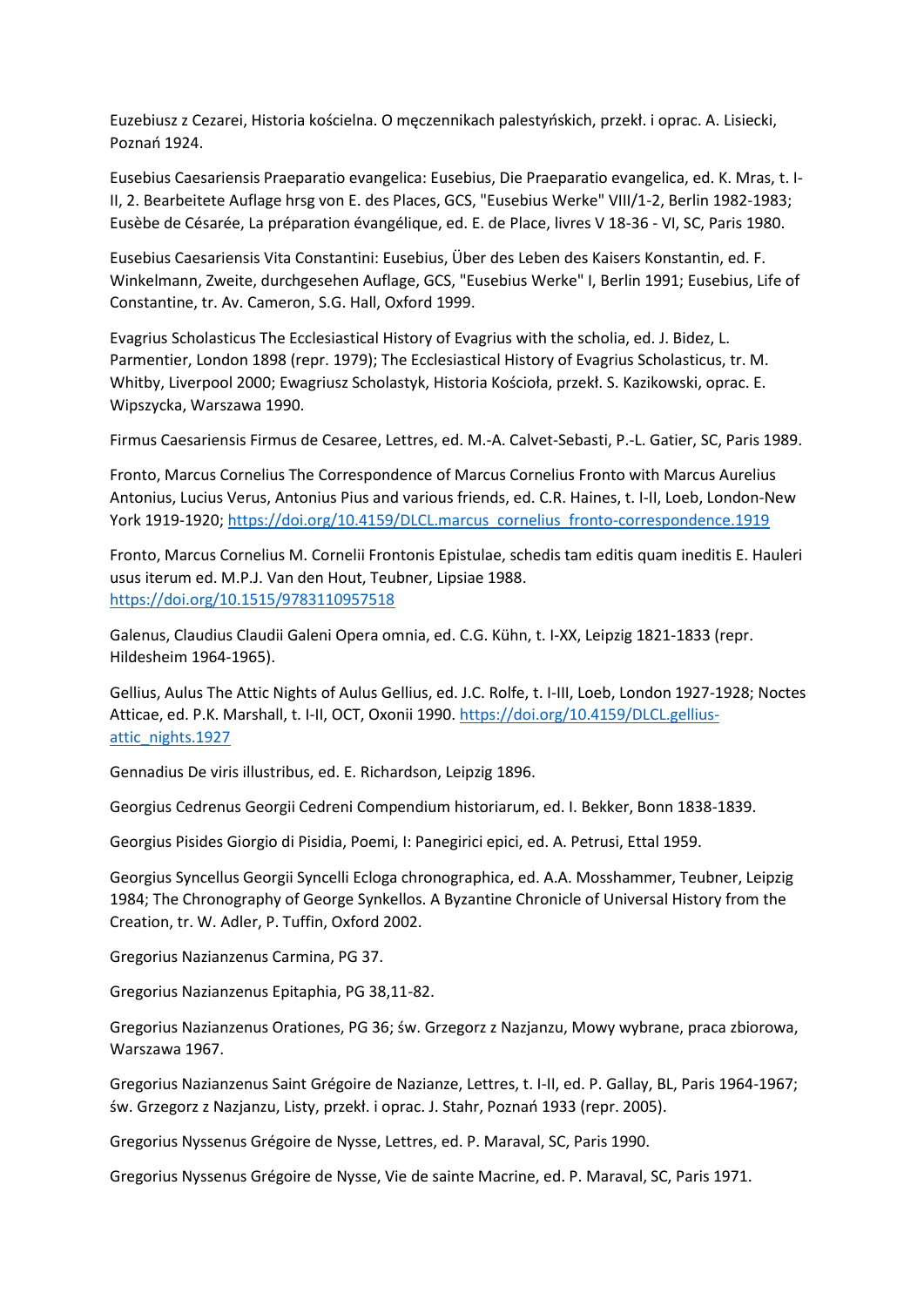Euzebiusz z Cezarei, Historia kościelna. O męczennikach palestyńskich, przekł. i oprac. A. Lisiecki, Poznań 1924.

Eusebius Caesariensis Praeparatio evangelica: Eusebius, Die Praeparatio evangelica, ed. K. Mras, t. I-II, 2. Bearbeitete Auflage hrsg von E. des Places, GCS, "Eusebius Werke" VIII/1-2, Berlin 1982-1983; Eusèbe de Césarée, La préparation évangélique, ed. E. de Place, livres V 18-36 - VI, SC, Paris 1980.

Eusebius Caesariensis Vita Constantini: Eusebius, Über des Leben des Kaisers Konstantin, ed. F. Winkelmann, Zweite, durchgesehen Auflage, GCS, "Eusebius Werke" I, Berlin 1991; Eusebius, Life of Constantine, tr. Av. Cameron, S.G. Hall, Oxford 1999.

Evagrius Scholasticus The Ecclesiastical History of Evagrius with the scholia, ed. J. Bidez, L. Parmentier, London 1898 (repr. 1979); The Ecclesiastical History of Evagrius Scholasticus, tr. M. Whitby, Liverpool 2000; Ewagriusz Scholastyk, Historia Kościoła, przekł. S. Kazikowski, oprac. E. Wipszycka, Warszawa 1990.

Firmus Caesariensis Firmus de Cesaree, Lettres, ed. M.-A. Calvet-Sebasti, P.-L. Gatier, SC, Paris 1989.

Fronto, Marcus Cornelius The Correspondence of Marcus Cornelius Fronto with Marcus Aurelius Antonius, Lucius Verus, Antonius Pius and various friends, ed. C.R. Haines, t. I-II, Loeb, London-New York 1919-1920; https://doi.org/10.4159/DLCL.marcus_cornelius_fronto-correspondence.1919

Fronto, Marcus Cornelius M. Cornelii Frontonis Epistulae, schedis tam editis quam ineditis E. Hauleri usus iterum ed. M.P.J. Van den Hout, Teubner, Lipsiae 1988. https://doi.org/10.1515/9783110957518

Galenus, Claudius Claudii Galeni Opera omnia, ed. C.G. Kühn, t. I-XX, Leipzig 1821-1833 (repr. Hildesheim 1964-1965).

Gellius, Aulus The Attic Nights of Aulus Gellius, ed. J.C. Rolfe, t. I-III, Loeb, London 1927-1928; Noctes Atticae, ed. P.K. Marshall, t. I-II, OCT, Oxonii 1990. https://doi.org/10.4159/DLCL.gellius-attic_nights.1927

Gennadius De viris illustribus, ed. E. Richardson, Leipzig 1896.

Georgius Cedrenus Georgii Cedreni Compendium historiarum, ed. I. Bekker, Bonn 1838-1839.

Georgius Pisides Giorgio di Pisidia, Poemi, I: Panegirici epici, ed. A. Petrusi, Ettal 1959.

Georgius Syncellus Georgii Syncelli Ecloga chronographica, ed. A.A. Mosshammer, Teubner, Leipzig 1984; The Chronography of George Synkellos. A Byzantine Chronicle of Universal History from the Creation, tr. W. Adler, P. Tuffin, Oxford 2002.

Gregorius Nazianzenus Carmina, PG 37.

Gregorius Nazianzenus Epitaphia, PG 38,11-82.

Gregorius Nazianzenus Orationes, PG 36; św. Grzegorz z Nazjanzu, Mowy wybrane, praca zbiorowa, Warszawa 1967.

Gregorius Nazianzenus Saint Grégoire de Nazianze, Lettres, t. I-II, ed. P. Gallay, BL, Paris 1964-1967; św. Grzegorz z Nazjanzu, Listy, przekł. i oprac. J. Stahr, Poznań 1933 (repr. 2005).

Gregorius Nyssenus Grégoire de Nysse, Lettres, ed. P. Maraval, SC, Paris 1990.

Gregorius Nyssenus Grégoire de Nysse, Vie de sainte Macrine, ed. P. Maraval, SC, Paris 1971.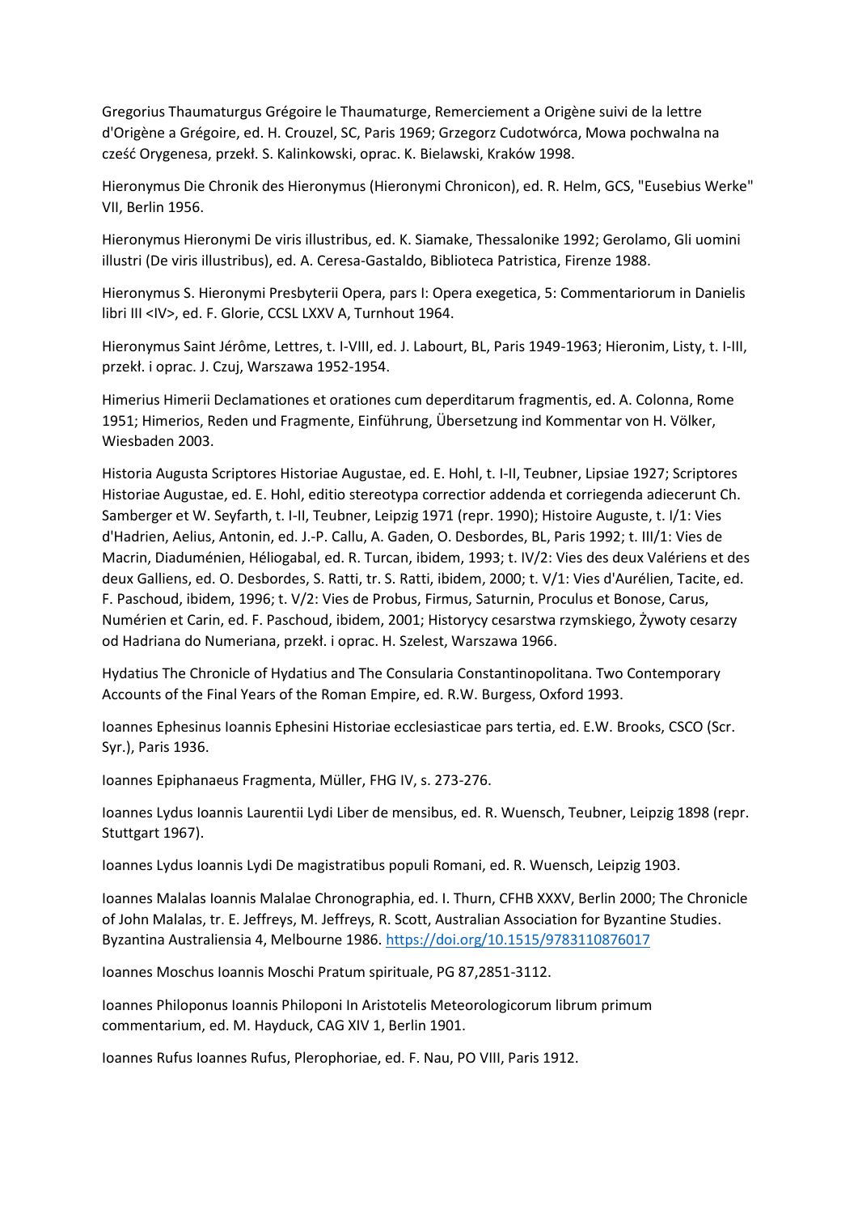Gregorius Thaumaturgus Grégoire le Thaumaturge, Remerciement a Origène suivi de la lettre d'Origène a Grégoire, ed. H. Crouzel, SC, Paris 1969; Grzegorz Cudotwórca, Mowa pochwalna na cześć Orygenesa, przekł. S. Kalinkowski, oprac. K. Bielawski, Kraków 1998.

Hieronymus Die Chronik des Hieronymus (Hieronymi Chronicon), ed. R. Helm, GCS, "Eusebius Werke" VII, Berlin 1956.

Hieronymus Hieronymi De viris illustribus, ed. K. Siamake, Thessalonike 1992; Gerolamo, Gli uomini illustri (De viris illustribus), ed. A. Ceresa-Gastaldo, Biblioteca Patristica, Firenze 1988.

Hieronymus S. Hieronymi Presbyterii Opera, pars I: Opera exegetica, 5: Commentariorum in Danielis libri III <IV>, ed. F. Glorie, CCSL LXXV A, Turnhout 1964.

Hieronymus Saint Jérôme, Lettres, t. I-VIII, ed. J. Labourt, BL, Paris 1949-1963; Hieronim, Listy, t. I-III, przekł. i oprac. J. Czuj, Warszawa 1952-1954.

Himerius Himerii Declamationes et orationes cum deperditarum fragmentis, ed. A. Colonna, Rome 1951; Himerios, Reden und Fragmente, Einführung, Übersetzung ind Kommentar von H. Völker, Wiesbaden 2003.

Historia Augusta Scriptores Historiae Augustae, ed. E. Hohl, t. I-II, Teubner, Lipsiae 1927; Scriptores Historiae Augustae, ed. E. Hohl, editio stereotypa correctior addenda et corriegenda adiecerunt Ch. Samberger et W. Seyfarth, t. I-II, Teubner, Leipzig 1971 (repr. 1990); Histoire Auguste, t. I/1: Vies d'Hadrien, Aelius, Antonin, ed. J.-P. Callu, A. Gaden, O. Desbordes, BL, Paris 1992; t. III/1: Vies de Macrin, Diaduménien, Héliogabal, ed. R. Turcan, ibidem, 1993; t. IV/2: Vies des deux Valériens et des deux Galliens, ed. O. Desbordes, S. Ratti, tr. S. Ratti, ibidem, 2000; t. V/1: Vies d'Aurélien, Tacite, ed. F. Paschoud, ibidem, 1996; t. V/2: Vies de Probus, Firmus, Saturnin, Proculus et Bonose, Carus, Numérien et Carin, ed. F. Paschoud, ibidem, 2001; Historycy cesarstwa rzymskiego, Żywoty cesarzy od Hadriana do Numeriana, przekł. i oprac. H. Szelest, Warszawa 1966.

Hydatius The Chronicle of Hydatius and The Consularia Constantinopolitana. Two Contemporary Accounts of the Final Years of the Roman Empire, ed. R.W. Burgess, Oxford 1993.

Ioannes Ephesinus Ioannis Ephesini Historiae ecclesiasticae pars tertia, ed. E.W. Brooks, CSCO (Scr. Syr.), Paris 1936.

Ioannes Epiphanaeus Fragmenta, Müller, FHG IV, s. 273-276.

Ioannes Lydus Ioannis Laurentii Lydi Liber de mensibus, ed. R. Wuensch, Teubner, Leipzig 1898 (repr. Stuttgart 1967).

Ioannes Lydus Ioannis Lydi De magistratibus populi Romani, ed. R. Wuensch, Leipzig 1903.

Ioannes Malalas Ioannis Malalae Chronographia, ed. I. Thurn, CFHB XXXV, Berlin 2000; The Chronicle of John Malalas, tr. E. Jeffreys, M. Jeffreys, R. Scott, Australian Association for Byzantine Studies. Byzantina Australiensia 4, Melbourne 1986. https://doi.org/10.1515/9783110876017

Ioannes Moschus Ioannis Moschi Pratum spirituale, PG 87,2851-3112.

Ioannes Philoponus Ioannis Philoponi In Aristotelis Meteorologicorum librum primum commentarium, ed. M. Hayduck, CAG XIV 1, Berlin 1901.

Ioannes Rufus Ioannes Rufus, Plerophoriae, ed. F. Nau, PO VIII, Paris 1912.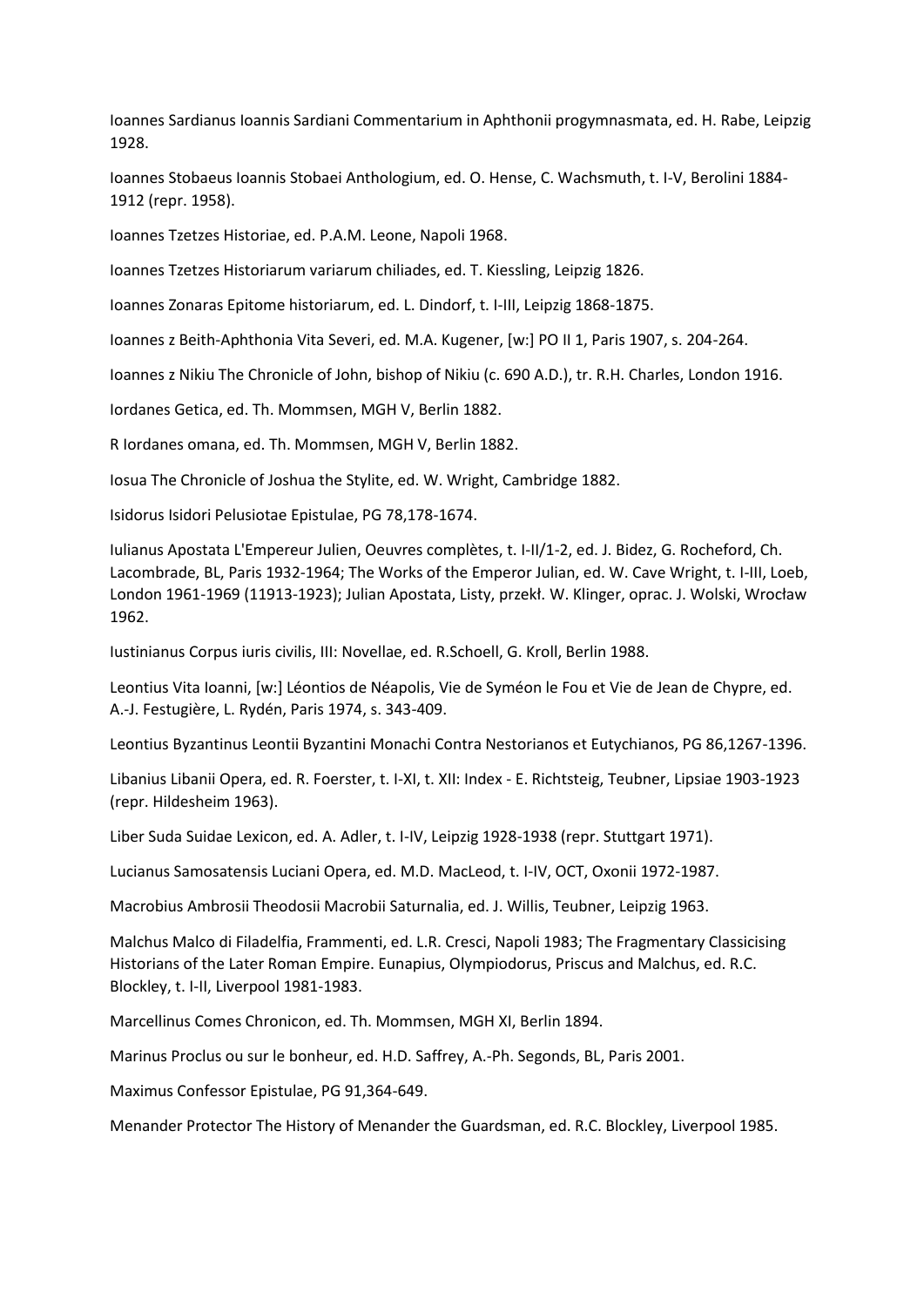Ioannes Sardianus Ioannis Sardiani Commentarium in Aphthonii progymnasmata, ed. H. Rabe, Leipzig 1928.

Ioannes Stobaeus Ioannis Stobaei Anthologium, ed. O. Hense, C. Wachsmuth, t. I-V, Berolini 1884-1912 (repr. 1958).

Ioannes Tzetzes Historiae, ed. P.A.M. Leone, Napoli 1968.

Ioannes Tzetzes Historiarum variarum chiliades, ed. T. Kiessling, Leipzig 1826.

Ioannes Zonaras Epitome historiarum, ed. L. Dindorf, t. I-III, Leipzig 1868-1875.

Ioannes z Beith-Aphthonia Vita Severi, ed. M.A. Kugener, [w:] PO II 1, Paris 1907, s. 204-264.

Ioannes z Nikiu The Chronicle of John, bishop of Nikiu (c. 690 A.D.), tr. R.H. Charles, London 1916.

Iordanes Getica, ed. Th. Mommsen, MGH V, Berlin 1882.

R Iordanes omana, ed. Th. Mommsen, MGH V, Berlin 1882.

Iosua The Chronicle of Joshua the Stylite, ed. W. Wright, Cambridge 1882.

Isidorus Isidori Pelusiotae Epistulae, PG 78,178-1674.

Iulianus Apostata L'Empereur Julien, Oeuvres complètes, t. I-II/1-2, ed. J. Bidez, G. Rocheford, Ch. Lacombrade, BL, Paris 1932-1964; The Works of the Emperor Julian, ed. W. Cave Wright, t. I-III, Loeb, London 1961-1969 (11913-1923); Julian Apostata, Listy, przekł. W. Klinger, oprac. J. Wolski, Wrocław 1962.

Iustinianus Corpus iuris civilis, III: Novellae, ed. R.Schoell, G. Kroll, Berlin 1988.

Leontius Vita Ioanni, [w:] Léontios de Néapolis, Vie de Syméon le Fou et Vie de Jean de Chypre, ed. A.-J. Festugière, L. Rydén, Paris 1974, s. 343-409.

Leontius Byzantinus Leontii Byzantini Monachi Contra Nestorianos et Eutychianos, PG 86,1267-1396.

Libanius Libanii Opera, ed. R. Foerster, t. I-XI, t. XII: Index - E. Richtsteig, Teubner, Lipsiae 1903-1923 (repr. Hildesheim 1963).

Liber Suda Suidae Lexicon, ed. A. Adler, t. I-IV, Leipzig 1928-1938 (repr. Stuttgart 1971).

Lucianus Samosatensis Luciani Opera, ed. M.D. MacLeod, t. I-IV, OCT, Oxonii 1972-1987.

Macrobius Ambrosii Theodosii Macrobii Saturnalia, ed. J. Willis, Teubner, Leipzig 1963.

Malchus Malco di Filadelfia, Frammenti, ed. L.R. Cresci, Napoli 1983; The Fragmentary Classicising Historians of the Later Roman Empire. Eunapius, Olympiodorus, Priscus and Malchus, ed. R.C. Blockley, t. I-II, Liverpool 1981-1983.

Marcellinus Comes Chronicon, ed. Th. Mommsen, MGH XI, Berlin 1894.

Marinus Proclus ou sur le bonheur, ed. H.D. Saffrey, A.-Ph. Segonds, BL, Paris 2001.

Maximus Confessor Epistulae, PG 91,364-649.

Menander Protector The History of Menander the Guardsman, ed. R.C. Blockley, Liverpool 1985.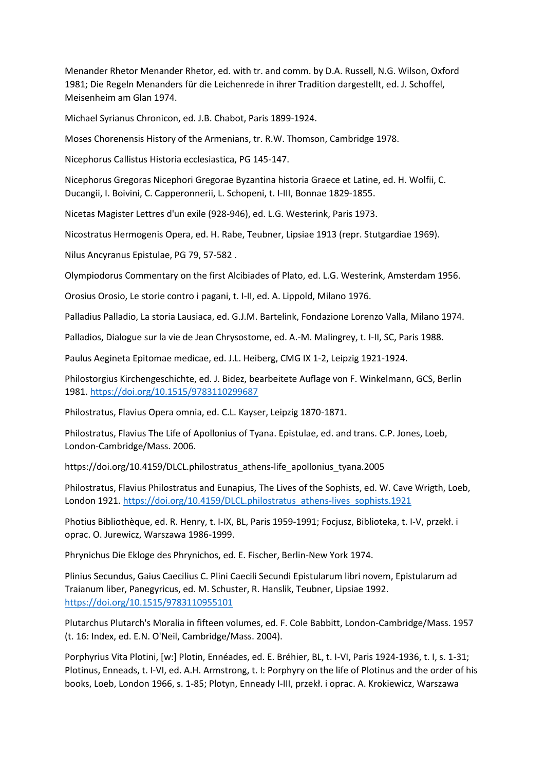Menander Rhetor Menander Rhetor, ed. with tr. and comm. by D.A. Russell, N.G. Wilson, Oxford 1981; Die Regeln Menanders für die Leichenrede in ihrer Tradition dargestellt, ed. J. Schoffel, Meisenheim am Glan 1974.

Michael Syrianus Chronicon, ed. J.B. Chabot, Paris 1899-1924.

Moses Chorenensis History of the Armenians, tr. R.W. Thomson, Cambridge 1978.

Nicephorus Callistus Historia ecclesiastica, PG 145-147.

Nicephorus Gregoras Nicephori Gregorae Byzantina historia Graece et Latine, ed. H. Wolfii, C. Ducangii, I. Boivini, C. Capperonnerii, L. Schopeni, t. I-III, Bonnae 1829-1855.

Nicetas Magister Lettres d'un exile (928-946), ed. L.G. Westerink, Paris 1973.

Nicostratus Hermogenis Opera, ed. H. Rabe, Teubner, Lipsiae 1913 (repr. Stutgardiae 1969).

Nilus Ancyranus Epistulae, PG 79, 57-582 .

Olympiodorus Commentary on the first Alcibiades of Plato, ed. L.G. Westerink, Amsterdam 1956.

Orosius Orosio, Le storie contro i pagani, t. I-II, ed. A. Lippold, Milano 1976.

Palladius Palladio, La storia Lausiaca, ed. G.J.M. Bartelink, Fondazione Lorenzo Valla, Milano 1974.

Palladios, Dialogue sur la vie de Jean Chrysostome, ed. A.-M. Malingrey, t. I-II, SC, Paris 1988.

Paulus Aegineta Epitomae medicae, ed. J.L. Heiberg, CMG IX 1-2, Leipzig 1921-1924.

Philostorgius Kirchengeschichte, ed. J. Bidez, bearbeitete Auflage von F. Winkelmann, GCS, Berlin 1981. https://doi.org/10.1515/9783110299687

Philostratus, Flavius Opera omnia, ed. C.L. Kayser, Leipzig 1870-1871.

Philostratus, Flavius The Life of Apollonius of Tyana. Epistulae, ed. and trans. C.P. Jones, Loeb, London-Cambridge/Mass. 2006.

https://doi.org/10.4159/DLCL.philostratus_athens-life_apollonius_tyana.2005

Philostratus, Flavius Philostratus and Eunapius, The Lives of the Sophists, ed. W. Cave Wrigth, Loeb, London 1921. https://doi.org/10.4159/DLCL.philostratus_athens-lives_sophists.1921

Photius Bibliothèque, ed. R. Henry, t. I-IX, BL, Paris 1959-1991; Focjusz, Biblioteka, t. I-V, przekł. i oprac. O. Jurewicz, Warszawa 1986-1999.

Phrynichus Die Ekloge des Phrynichos, ed. E. Fischer, Berlin-New York 1974.

Plinius Secundus, Gaius Caecilius C. Plini Caecili Secundi Epistularum libri novem, Epistularum ad Traianum liber, Panegyricus, ed. M. Schuster, R. Hanslik, Teubner, Lipsiae 1992. https://doi.org/10.1515/9783110955101

Plutarchus Plutarch's Moralia in fifteen volumes, ed. F. Cole Babbitt, London-Cambridge/Mass. 1957 (t. 16: Index, ed. E.N. O'Neil, Cambridge/Mass. 2004).

Porphyrius Vita Plotini, [w:] Plotin, Ennéades, ed. E. Bréhier, BL, t. I-VI, Paris 1924-1936, t. I, s. 1-31; Plotinus, Enneads, t. I-VI, ed. A.H. Armstrong, t. I: Porphyry on the life of Plotinus and the order of his books, Loeb, London 1966, s. 1-85; Plotyn, Enneady I-III, przekł. i oprac. A. Krokiewicz, Warszawa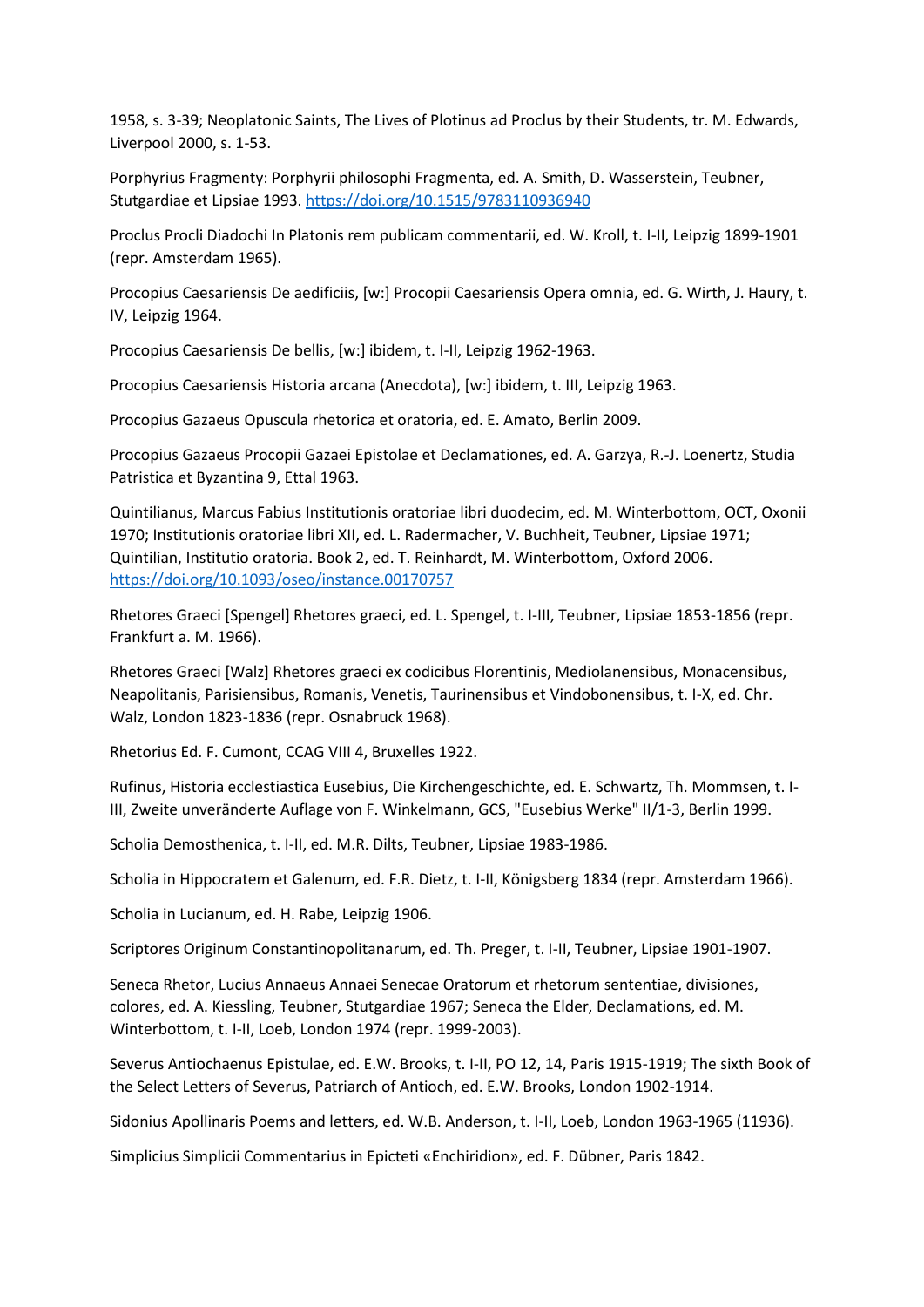1958, s. 3-39; Neoplatonic Saints, The Lives of Plotinus ad Proclus by their Students, tr. M. Edwards, Liverpool 2000, s. 1-53.

Porphyrius Fragmenty: Porphyrii philosophi Fragmenta, ed. A. Smith, D. Wasserstein, Teubner, Stutgardiae et Lipsiae 1993. https://doi.org/10.1515/9783110936940

Proclus Procli Diadochi In Platonis rem publicam commentarii, ed. W. Kroll, t. I-II, Leipzig 1899-1901 (repr. Amsterdam 1965).

Procopius Caesariensis De aedificiis, [w:] Procopii Caesariensis Opera omnia, ed. G. Wirth, J. Haury, t. IV, Leipzig 1964.

Procopius Caesariensis De bellis, [w:] ibidem, t. I-II, Leipzig 1962-1963.

Procopius Caesariensis Historia arcana (Anecdota), [w:] ibidem, t. III, Leipzig 1963.

Procopius Gazaeus Opuscula rhetorica et oratoria, ed. E. Amato, Berlin 2009.

Procopius Gazaeus Procopii Gazaei Epistolae et Declamationes, ed. A. Garzya, R.-J. Loenertz, Studia Patristica et Byzantina 9, Ettal 1963.

Quintilianus, Marcus Fabius Institutionis oratoriae libri duodecim, ed. M. Winterbottom, OCT, Oxonii 1970; Institutionis oratoriae libri XII, ed. L. Radermacher, V. Buchheit, Teubner, Lipsiae 1971; Quintilian, Institutio oratoria. Book 2, ed. T. Reinhardt, M. Winterbottom, Oxford 2006. https://doi.org/10.1093/oseo/instance.00170757

Rhetores Graeci [Spengel] Rhetores graeci, ed. L. Spengel, t. I-III, Teubner, Lipsiae 1853-1856 (repr. Frankfurt a. M. 1966).

Rhetores Graeci [Walz] Rhetores graeci ex codicibus Florentinis, Mediolanensibus, Monacensibus, Neapolitanis, Parisiensibus, Romanis, Venetis, Taurinensibus et Vindobonensibus, t. I-X, ed. Chr. Walz, London 1823-1836 (repr. Osnabruck 1968).

Rhetorius Ed. F. Cumont, CCAG VIII 4, Bruxelles 1922.

Rufinus, Historia ecclestiastica Eusebius, Die Kirchengeschichte, ed. E. Schwartz, Th. Mommsen, t. I-III, Zweite unveränderte Auflage von F. Winkelmann, GCS, "Eusebius Werke" II/1-3, Berlin 1999.

Scholia Demosthenica, t. I-II, ed. M.R. Dilts, Teubner, Lipsiae 1983-1986.

Scholia in Hippocratem et Galenum, ed. F.R. Dietz, t. I-II, Königsberg 1834 (repr. Amsterdam 1966).

Scholia in Lucianum, ed. H. Rabe, Leipzig 1906.

Scriptores Originum Constantinopolitanarum, ed. Th. Preger, t. I-II, Teubner, Lipsiae 1901-1907.

Seneca Rhetor, Lucius Annaeus Annaei Senecae Oratorum et rhetorum sententiae, divisiones, colores, ed. A. Kiessling, Teubner, Stutgardiae 1967; Seneca the Elder, Declamations, ed. M. Winterbottom, t. I-II, Loeb, London 1974 (repr. 1999-2003).

Severus Antiochaenus Epistulae, ed. E.W. Brooks, t. I-II, PO 12, 14, Paris 1915-1919; The sixth Book of the Select Letters of Severus, Patriarch of Antioch, ed. E.W. Brooks, London 1902-1914.

Sidonius Apollinaris Poems and letters, ed. W.B. Anderson, t. I-II, Loeb, London 1963-1965 (11936).

Simplicius Simplicii Commentarius in Epicteti «Enchiridion», ed. F. Dübner, Paris 1842.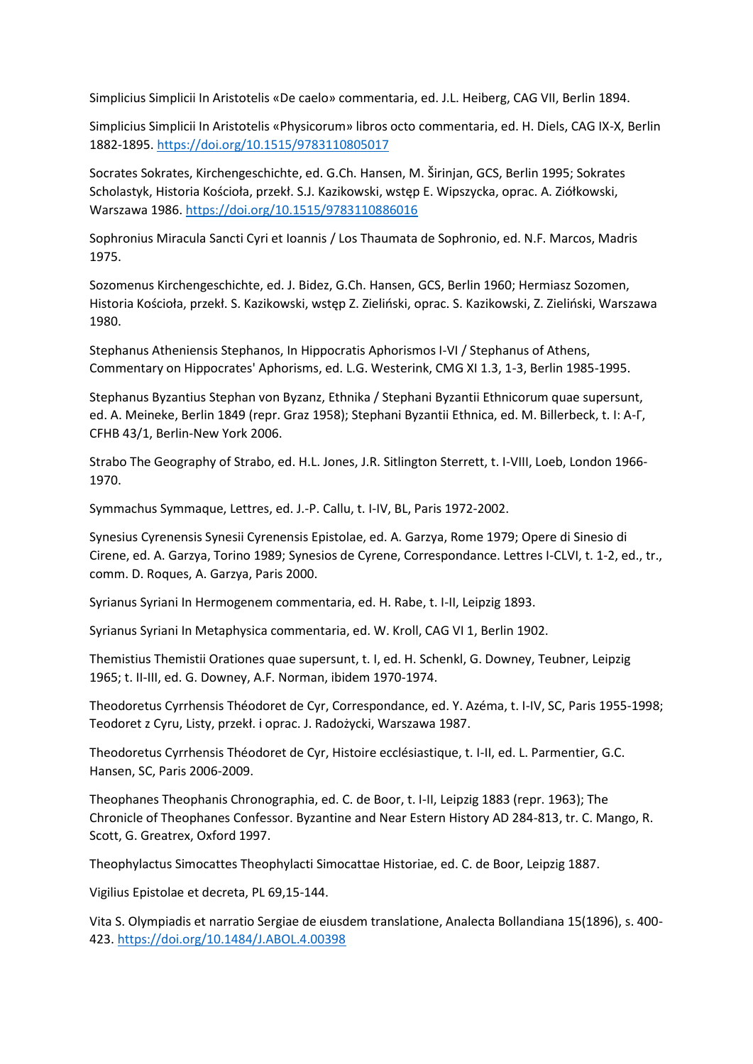Simplicius Simplicii In Aristotelis «De caelo» commentaria, ed. J.L. Heiberg, CAG VII, Berlin 1894.

Simplicius Simplicii In Aristotelis «Physicorum» libros octo commentaria, ed. H. Diels, CAG IX-X, Berlin 1882-1895. https://doi.org/10.1515/9783110805017

Socrates Sokrates, Kirchengeschichte, ed. G.Ch. Hansen, M. Širinjan, GCS, Berlin 1995; Sokrates Scholastyk, Historia Kościoła, przekł. S.J. Kazikowski, wstęp E. Wipszycka, oprac. A. Ziółkowski, Warszawa 1986. https://doi.org/10.1515/9783110886016

Sophronius Miracula Sancti Cyri et Ioannis / Los Thaumata de Sophronio, ed. N.F. Marcos, Madris 1975.

Sozomenus Kirchengeschichte, ed. J. Bidez, G.Ch. Hansen, GCS, Berlin 1960; Hermiasz Sozomen, Historia Kościoła, przekł. S. Kazikowski, wstęp Z. Zieliński, oprac. S. Kazikowski, Z. Zieliński, Warszawa 1980.

Stephanus Atheniensis Stephanos, In Hippocratis Aphorismos I-VI / Stephanus of Athens, Commentary on Hippocrates' Aphorisms, ed. L.G. Westerink, CMG XI 1.3, 1-3, Berlin 1985-1995.

Stephanus Byzantius Stephan von Byzanz, Ethnika / Stephani Byzantii Ethnicorum quae supersunt, ed. A. Meineke, Berlin 1849 (repr. Graz 1958); Stephani Byzantii Ethnica, ed. M. Billerbeck, t. I: A-Γ, CFHB 43/1, Berlin-New York 2006.

Strabo The Geography of Strabo, ed. H.L. Jones, J.R. Sitlington Sterrett, t. I-VIII, Loeb, London 1966-1970.

Symmachus Symmaque, Lettres, ed. J.-P. Callu, t. I-IV, BL, Paris 1972-2002.

Synesius Cyrenensis Synesii Cyrenensis Epistolae, ed. A. Garzya, Rome 1979; Opere di Sinesio di Cirene, ed. A. Garzya, Torino 1989; Synesios de Cyrene, Correspondance. Lettres I-CLVI, t. 1-2, ed., tr., comm. D. Roques, A. Garzya, Paris 2000.

Syrianus Syriani In Hermogenem commentaria, ed. H. Rabe, t. I-II, Leipzig 1893.

Syrianus Syriani In Metaphysica commentaria, ed. W. Kroll, CAG VI 1, Berlin 1902.

Themistius Themistii Orationes quae supersunt, t. I, ed. H. Schenkl, G. Downey, Teubner, Leipzig 1965; t. II-III, ed. G. Downey, A.F. Norman, ibidem 1970-1974.

Theodoretus Cyrrhensis Théodoret de Cyr, Correspondance, ed. Y. Azéma, t. I-IV, SC, Paris 1955-1998; Teodoret z Cyru, Listy, przekł. i oprac. J. Radożycki, Warszawa 1987.

Theodoretus Cyrrhensis Théodoret de Cyr, Histoire ecclésiastique, t. I-II, ed. L. Parmentier, G.C. Hansen, SC, Paris 2006-2009.

Theophanes Theophanis Chronographia, ed. C. de Boor, t. I-II, Leipzig 1883 (repr. 1963); The Chronicle of Theophanes Confessor. Byzantine and Near Estern History AD 284-813, tr. C. Mango, R. Scott, G. Greatrex, Oxford 1997.

Theophylactus Simocattes Theophylacti Simocattae Historiae, ed. C. de Boor, Leipzig 1887.

Vigilius Epistolae et decreta, PL 69,15-144.

Vita S. Olympiadis et narratio Sergiae de eiusdem translatione, Analecta Bollandiana 15(1896), s. 400-423. https://doi.org/10.1484/J.ABOL.4.00398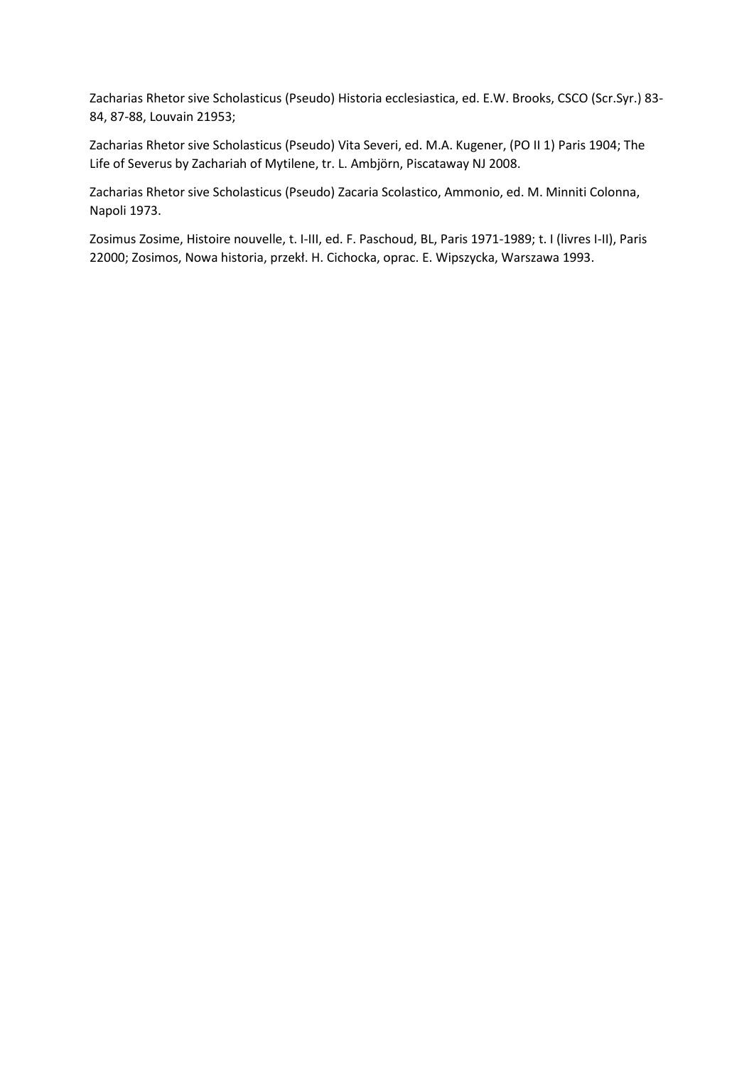Zacharias Rhetor sive Scholasticus (Pseudo) Historia ecclesiastica, ed. E.W. Brooks, CSCO (Scr.Syr.) 83-84, 87-88, Louvain 21953;

Zacharias Rhetor sive Scholasticus (Pseudo) Vita Severi, ed. M.A. Kugener, (PO II 1) Paris 1904; The Life of Severus by Zachariah of Mytilene, tr. L. Ambjörn, Piscataway NJ 2008.

Zacharias Rhetor sive Scholasticus (Pseudo) Zacaria Scolastico, Ammonio, ed. M. Minniti Colonna, Napoli 1973.

Zosimus Zosime, Histoire nouvelle, t. I-III, ed. F. Paschoud, BL, Paris 1971-1989; t. I (livres I-II), Paris 22000; Zosimos, Nowa historia, przekł. H. Cichocka, oprac. E. Wipszycka, Warszawa 1993.